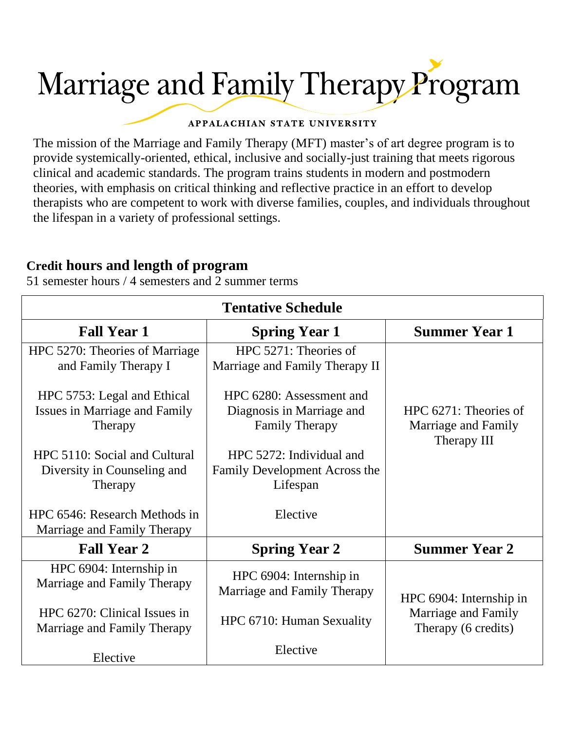# Marriage and Family Therapy Program

APPALACHIAN STATE UNIVERSITY

The mission of the Marriage and Family Therapy (MFT) master's of art degree program is to provide systemically-oriented, ethical, inclusive and socially-just training that meets rigorous clinical and academic standards. The program trains students in modern and postmodern theories, with emphasis on critical thinking and reflective practice in an effort to develop therapists who are competent to work with diverse families, couples, and individuals throughout the lifespan in a variety of professional settings.

## Credit hours and length of program

51 semester hours / 4 semesters and 2 summer terms

| Tentative Schedule | | |
|---|---|---|
| **Fall Year 1** | **Spring Year 1** | **Summer Year 1** |
| HPC 5270: Theories of Marriage and Family Therapy I<br><br>HPC 5753: Legal and Ethical Issues in Marriage and Family Therapy<br><br>HPC 5110: Social and Cultural Diversity in Counseling and Therapy<br><br>HPC 6546: Research Methods in Marriage and Family Therapy | HPC 5271: Theories of Marriage and Family Therapy II<br><br>HPC 6280: Assessment and Diagnosis in Marriage and Family Therapy<br><br>HPC 5272: Individual and Family Development Across the Lifespan<br><br>Elective | HPC 6271: Theories of Marriage and Family Therapy III |
| **Fall Year 2** | **Spring Year 2** | **Summer Year 2** |
| HPC 6904: Internship in Marriage and Family Therapy<br><br>HPC 6270: Clinical Issues in Marriage and Family Therapy<br><br>Elective | HPC 6904: Internship in Marriage and Family Therapy<br><br>HPC 6710: Human Sexuality<br><br>Elective | HPC 6904: Internship in Marriage and Family Therapy (6 credits) |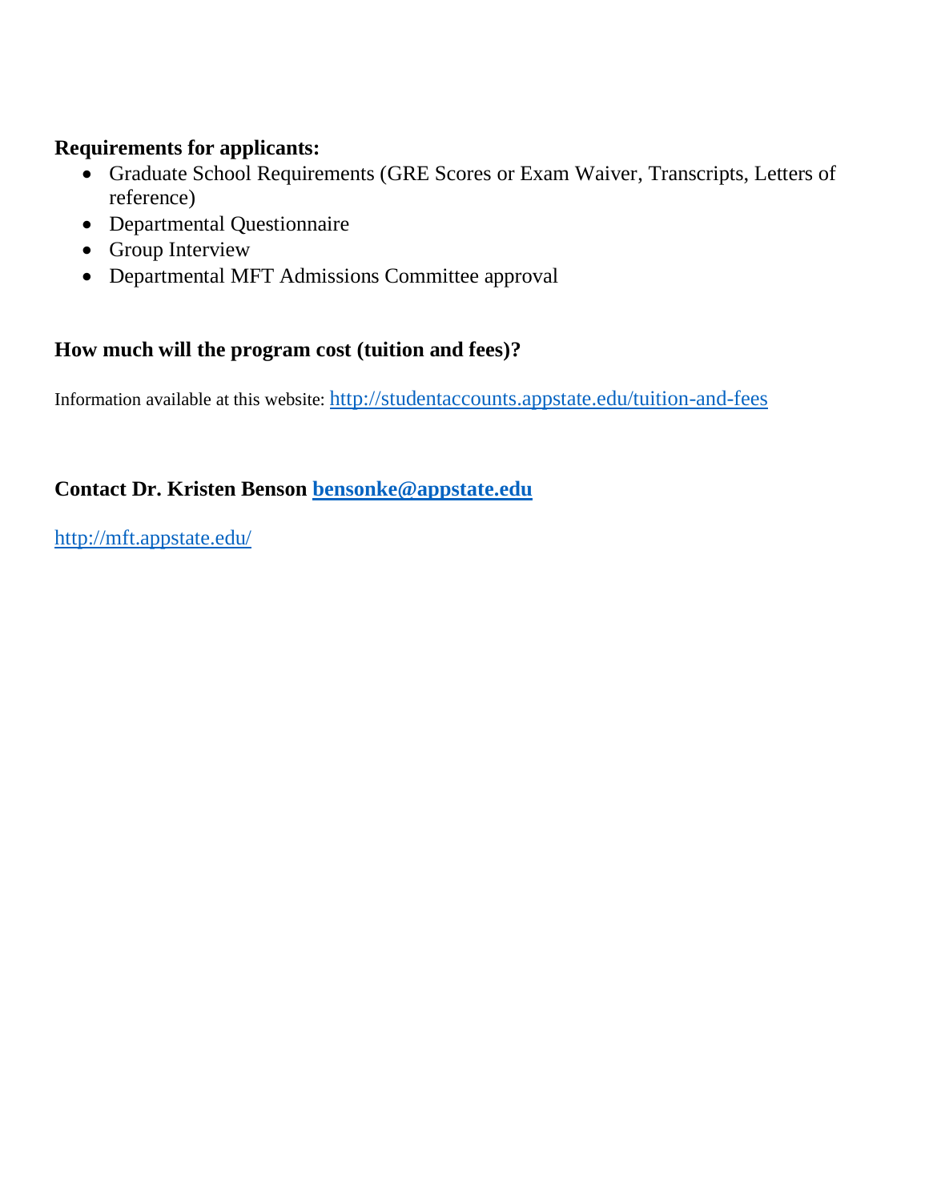**Requirements for applicants:**

- Graduate School Requirements (GRE Scores or Exam Waiver, Transcripts, Letters of reference)
- Departmental Questionnaire
- Group Interview
- Departmental MFT Admissions Committee approval

**How much will the program cost (tuition and fees)?**

Information available at this website: http://studentaccounts.appstate.edu/tuition-and-fees

**Contact Dr. Kristen Benson bensonke@appstate.edu**

http://mft.appstate.edu/